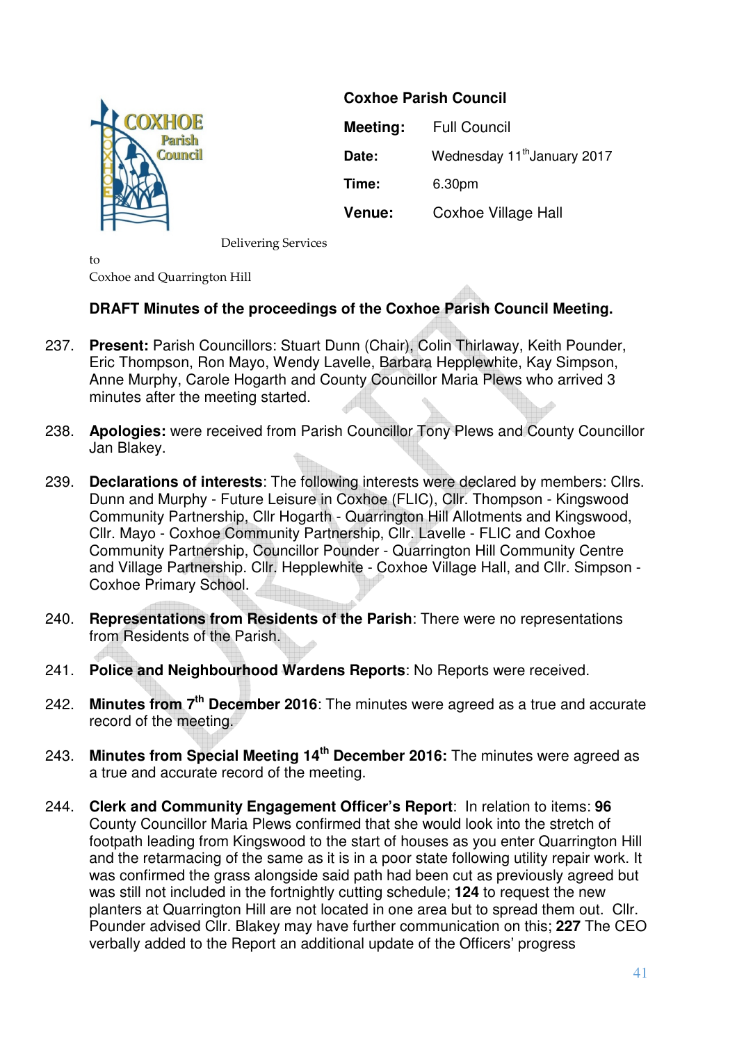**Coxhoe Parish Council**

| | |
|---|---|
| **Meeting:** | Full Council |
| **Date:** | Wednesday 11th January 2017 |
| **Time:** | 6.30pm |
| **Venue:** | Coxhoe Village Hall |

Delivering Services to Coxhoe and Quarrington Hill

**DRAFT Minutes of the proceedings of the Coxhoe Parish Council Meeting.**

237. **Present:** Parish Councillors: Stuart Dunn (Chair), Colin Thirlaway, Keith Pounder, Eric Thompson, Ron Mayo, Wendy Lavelle, Barbara Hepplewhite, Kay Simpson, Anne Murphy, Carole Hogarth and County Councillor Maria Plews who arrived 3 minutes after the meeting started.

238. **Apologies:** were received from Parish Councillor Tony Plews and County Councillor Jan Blakey.

239. **Declarations of interests**: The following interests were declared by members: Cllrs. Dunn and Murphy - Future Leisure in Coxhoe (FLIC), Cllr. Thompson - Kingswood Community Partnership, Cllr Hogarth - Quarrington Hill Allotments and Kingswood, Cllr. Mayo - Coxhoe Community Partnership, Cllr. Lavelle - FLIC and Coxhoe Community Partnership, Councillor Pounder - Quarrington Hill Community Centre and Village Partnership. Cllr. Hepplewhite - Coxhoe Village Hall, and Cllr. Simpson - Coxhoe Primary School.

240. **Representations from Residents of the Parish**: There were no representations from Residents of the Parish.

241. **Police and Neighbourhood Wardens Reports**: No Reports were received.

242. **Minutes from 7th December 2016**: The minutes were agreed as a true and accurate record of the meeting.

243. **Minutes from Special Meeting 14th December 2016:** The minutes were agreed as a true and accurate record of the meeting.

244. **Clerk and Community Engagement Officer's Report**: In relation to items: **96** County Councillor Maria Plews confirmed that she would look into the stretch of footpath leading from Kingswood to the start of houses as you enter Quarrington Hill and the retarmacing of the same as it is in a poor state following utility repair work. It was confirmed the grass alongside said path had been cut as previously agreed but was still not included in the fortnightly cutting schedule; **124** to request the new planters at Quarrington Hill are not located in one area but to spread them out. Cllr. Pounder advised Cllr. Blakey may have further communication on this; **227** The CEO verbally added to the Report an additional update of the Officers' progress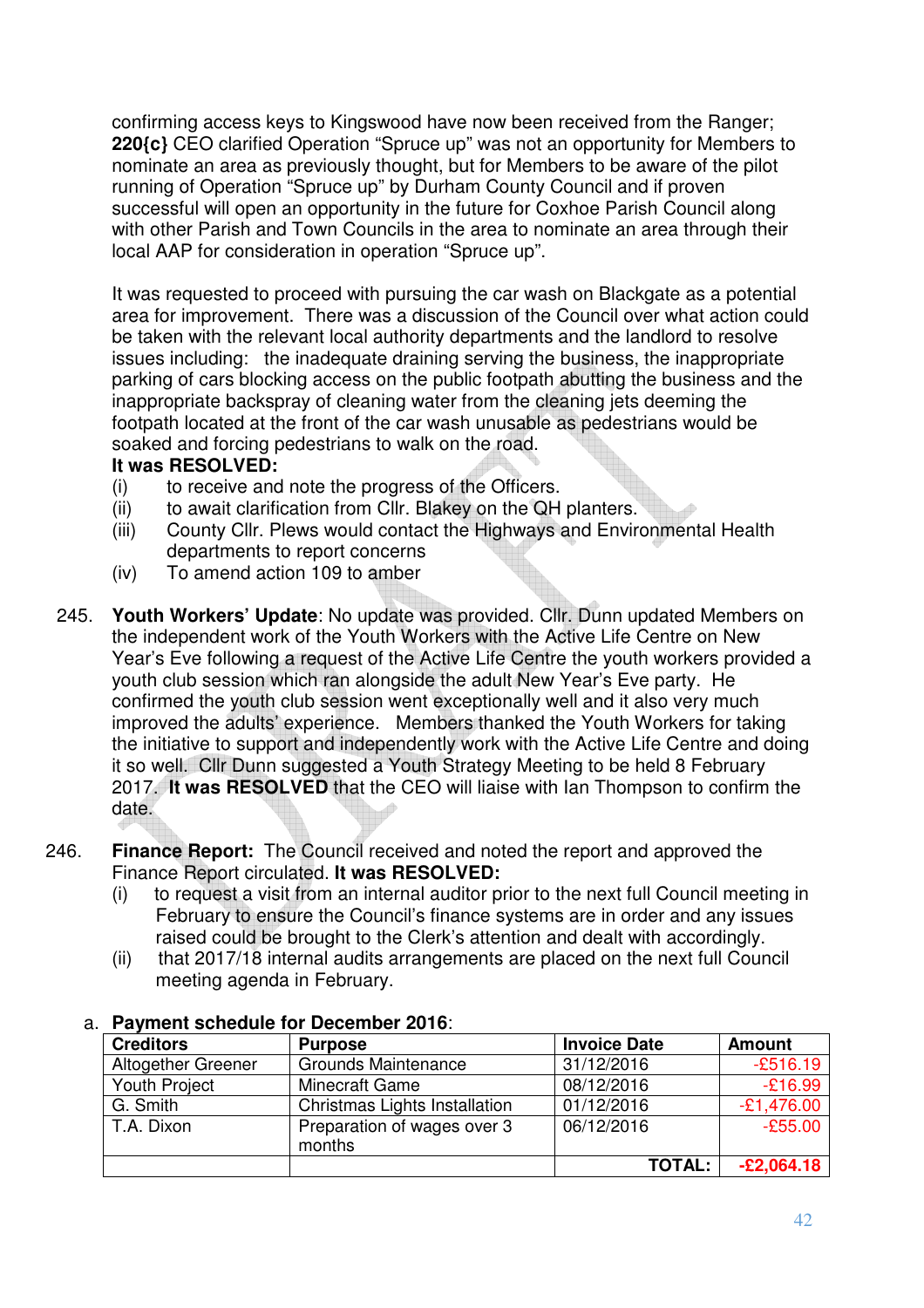confirming access keys to Kingswood have now been received from the Ranger; **220{c}** CEO clarified Operation "Spruce up" was not an opportunity for Members to nominate an area as previously thought, but for Members to be aware of the pilot running of Operation "Spruce up" by Durham County Council and if proven successful will open an opportunity in the future for Coxhoe Parish Council along with other Parish and Town Councils in the area to nominate an area through their local AAP for consideration in operation "Spruce up".

It was requested to proceed with pursuing the car wash on Blackgate as a potential area for improvement. There was a discussion of the Council over what action could be taken with the relevant local authority departments and the landlord to resolve issues including: the inadequate draining serving the business, the inappropriate parking of cars blocking access on the public footpath abutting the business and the inappropriate backspray of cleaning water from the cleaning jets deeming the footpath located at the front of the car wash unusable as pedestrians would be soaked and forcing pedestrians to walk on the road.

**It was RESOLVED:**

(i) to receive and note the progress of the Officers.

(ii) to await clarification from Cllr. Blakey on the QH planters.

(iii) County Cllr. Plews would contact the Highways and Environmental Health departments to report concerns

(iv) To amend action 109 to amber

245. **Youth Workers' Update**: No update was provided. Cllr. Dunn updated Members on the independent work of the Youth Workers with the Active Life Centre on New Year's Eve following a request of the Active Life Centre the youth workers provided a youth club session which ran alongside the adult New Year's Eve party. He confirmed the youth club session went exceptionally well and it also very much improved the adults' experience. Members thanked the Youth Workers for taking the initiative to support and independently work with the Active Life Centre and doing it so well. Cllr Dunn suggested a Youth Strategy Meeting to be held 8 February 2017. **It was RESOLVED** that the CEO will liaise with Ian Thompson to confirm the date.

246. **Finance Report:** The Council received and noted the report and approved the Finance Report circulated. **It was RESOLVED:**

(i) to request a visit from an internal auditor prior to the next full Council meeting in February to ensure the Council's finance systems are in order and any issues raised could be brought to the Clerk's attention and dealt with accordingly.

(ii) that 2017/18 internal audits arrangements are placed on the next full Council meeting agenda in February.

a. **Payment schedule for December 2016**:

| Creditors | Purpose | Invoice Date | Amount |
|---|---|---|---|
| Altogether Greener | Grounds Maintenance | 31/12/2016 | -£516.19 |
| Youth Project | Minecraft Game | 08/12/2016 | -£16.99 |
| G. Smith | Christmas Lights Installation | 01/12/2016 | -£1,476.00 |
| T.A. Dixon | Preparation of wages over 3 months | 06/12/2016 | -£55.00 |
| | | **TOTAL:** | **-£2,064.18** |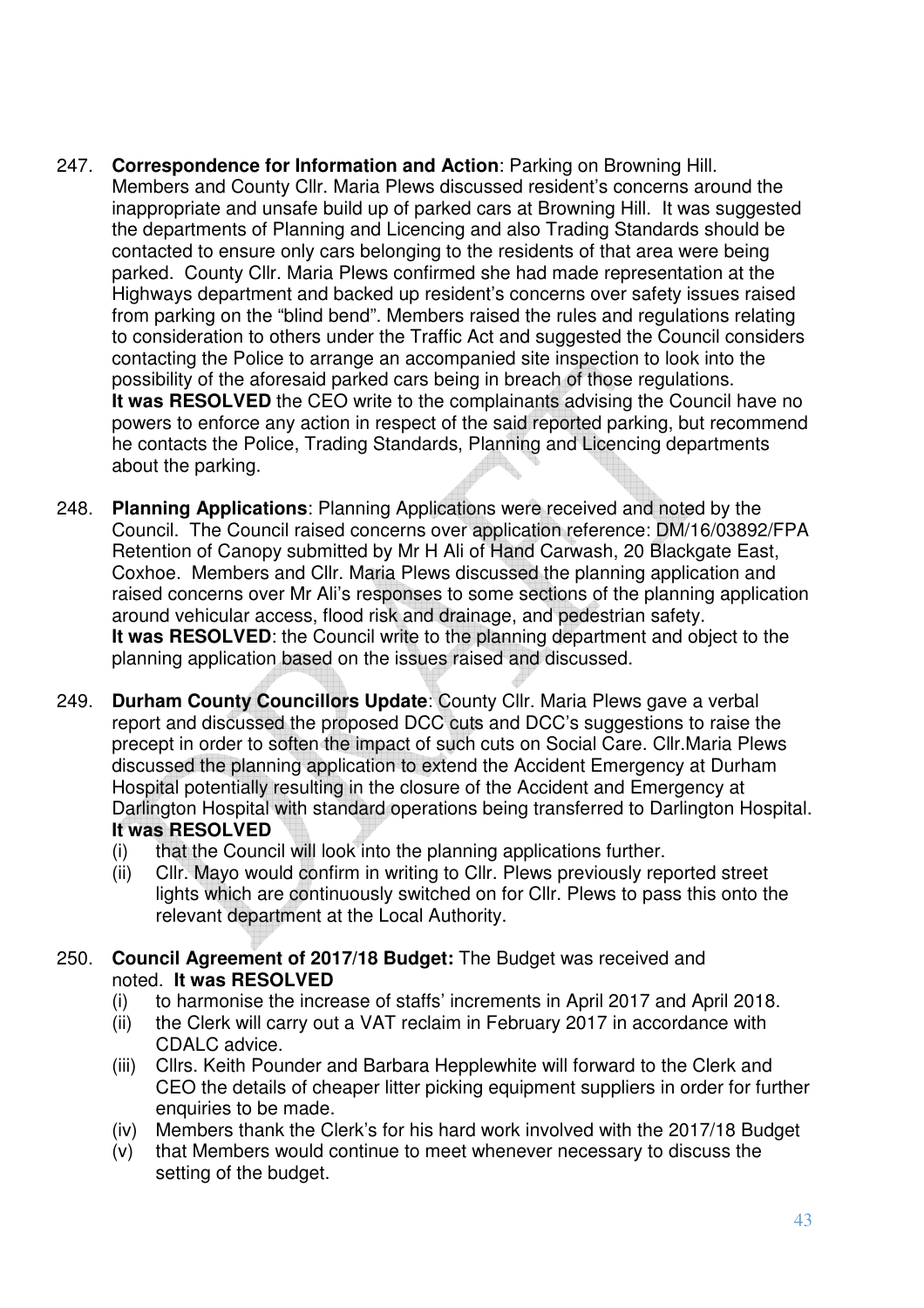247. **Correspondence for Information and Action**: Parking on Browning Hill. Members and County Cllr. Maria Plews discussed resident's concerns around the inappropriate and unsafe build up of parked cars at Browning Hill. It was suggested the departments of Planning and Licencing and also Trading Standards should be contacted to ensure only cars belonging to the residents of that area were being parked. County Cllr. Maria Plews confirmed she had made representation at the Highways department and backed up resident's concerns over safety issues raised from parking on the "blind bend". Members raised the rules and regulations relating to consideration to others under the Traffic Act and suggested the Council considers contacting the Police to arrange an accompanied site inspection to look into the possibility of the aforesaid parked cars being in breach of those regulations.
**It was RESOLVED** the CEO write to the complainants advising the Council have no powers to enforce any action in respect of the said reported parking, but recommend he contacts the Police, Trading Standards, Planning and Licencing departments about the parking.

248. **Planning Applications**: Planning Applications were received and noted by the Council. The Council raised concerns over application reference: DM/16/03892/FPA Retention of Canopy submitted by Mr H Ali of Hand Carwash, 20 Blackgate East, Coxhoe. Members and Cllr. Maria Plews discussed the planning application and raised concerns over Mr Ali's responses to some sections of the planning application around vehicular access, flood risk and drainage, and pedestrian safety.
**It was RESOLVED**: the Council write to the planning department and object to the planning application based on the issues raised and discussed.

249. **Durham County Councillors Update**: County Cllr. Maria Plews gave a verbal report and discussed the proposed DCC cuts and DCC's suggestions to raise the precept in order to soften the impact of such cuts on Social Care. Cllr.Maria Plews discussed the planning application to extend the Accident Emergency at Durham Hospital potentially resulting in the closure of the Accident and Emergency at Darlington Hospital with standard operations being transferred to Darlington Hospital.
**It was RESOLVED**
    (i) that the Council will look into the planning applications further.
    (ii) Cllr. Mayo would confirm in writing to Cllr. Plews previously reported street lights which are continuously switched on for Cllr. Plews to pass this onto the relevant department at the Local Authority.

250. **Council Agreement of 2017/18 Budget:** The Budget was received and noted. **It was RESOLVED**
    (i) to harmonise the increase of staffs' increments in April 2017 and April 2018.
    (ii) the Clerk will carry out a VAT reclaim in February 2017 in accordance with CDALC advice.
    (iii) Cllrs. Keith Pounder and Barbara Hepplewhite will forward to the Clerk and CEO the details of cheaper litter picking equipment suppliers in order for further enquiries to be made.
    (iv) Members thank the Clerk's for his hard work involved with the 2017/18 Budget
    (v) that Members would continue to meet whenever necessary to discuss the setting of the budget.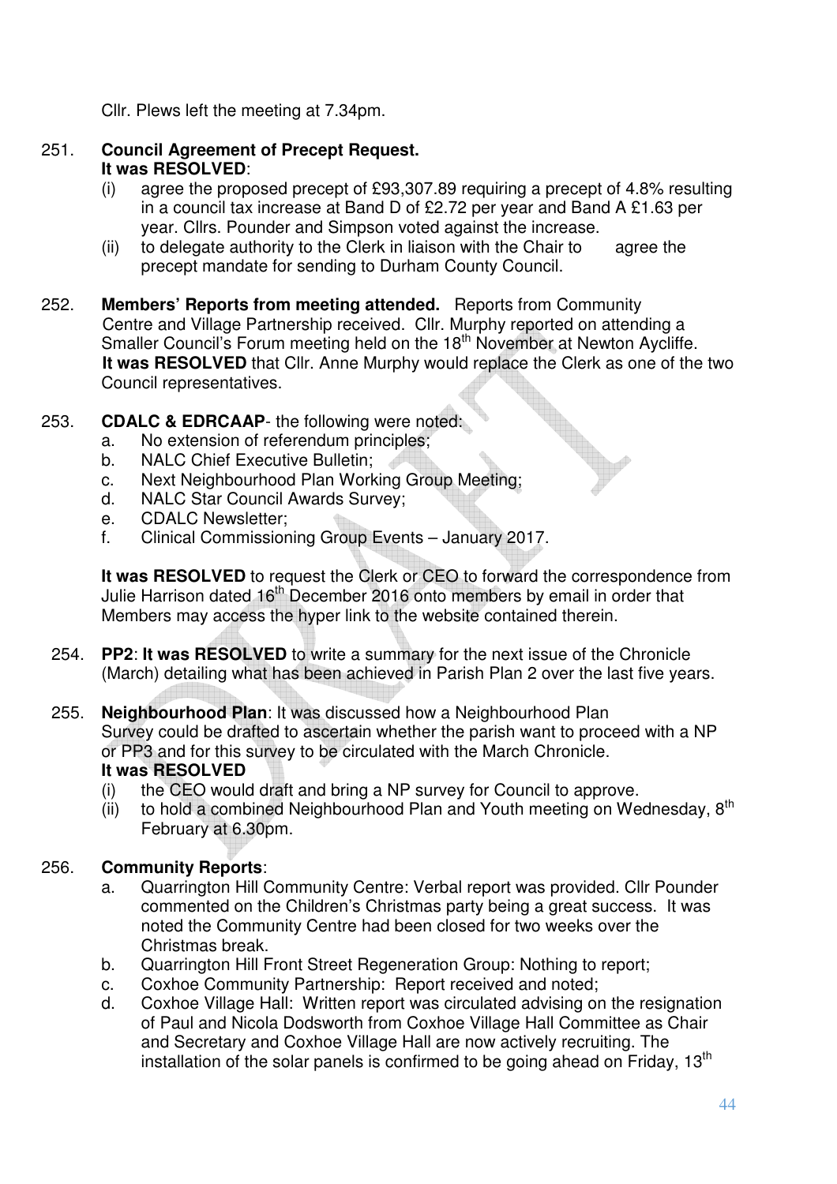Cllr. Plews left the meeting at 7.34pm.

251. **Council Agreement of Precept Request.**
**It was RESOLVED**:

(i) agree the proposed precept of £93,307.89 requiring a precept of 4.8% resulting in a council tax increase at Band D of £2.72 per year and Band A £1.63 per year. Cllrs. Pounder and Simpson voted against the increase.

(ii) to delegate authority to the Clerk in liaison with the Chair to agree the precept mandate for sending to Durham County Council.

252. **Members' Reports from meeting attended.** Reports from Community Centre and Village Partnership received. Cllr. Murphy reported on attending a Smaller Council's Forum meeting held on the 18th November at Newton Aycliffe. **It was RESOLVED** that Cllr. Anne Murphy would replace the Clerk as one of the two Council representatives.

253. **CDALC & EDRCAAP**- the following were noted:

a. No extension of referendum principles;
b. NALC Chief Executive Bulletin;
c. Next Neighbourhood Plan Working Group Meeting;
d. NALC Star Council Awards Survey;
e. CDALC Newsletter;
f. Clinical Commissioning Group Events – January 2017.

**It was RESOLVED** to request the Clerk or CEO to forward the correspondence from Julie Harrison dated 16th December 2016 onto members by email in order that Members may access the hyper link to the website contained therein.

254. **PP2**: **It was RESOLVED** to write a summary for the next issue of the Chronicle (March) detailing what has been achieved in Parish Plan 2 over the last five years.

255. **Neighbourhood Plan**: It was discussed how a Neighbourhood Plan Survey could be drafted to ascertain whether the parish want to proceed with a NP or PP3 and for this survey to be circulated with the March Chronicle.
**It was RESOLVED**

(i) the CEO would draft and bring a NP survey for Council to approve.

(ii) to hold a combined Neighbourhood Plan and Youth meeting on Wednesday, 8th February at 6.30pm.

256. **Community Reports**:

a. Quarrington Hill Community Centre: Verbal report was provided. Cllr Pounder commented on the Children's Christmas party being a great success. It was noted the Community Centre had been closed for two weeks over the Christmas break.
b. Quarrington Hill Front Street Regeneration Group: Nothing to report;
c. Coxhoe Community Partnership: Report received and noted;
d. Coxhoe Village Hall: Written report was circulated advising on the resignation of Paul and Nicola Dodsworth from Coxhoe Village Hall Committee as Chair and Secretary and Coxhoe Village Hall are now actively recruiting. The installation of the solar panels is confirmed to be going ahead on Friday, 13th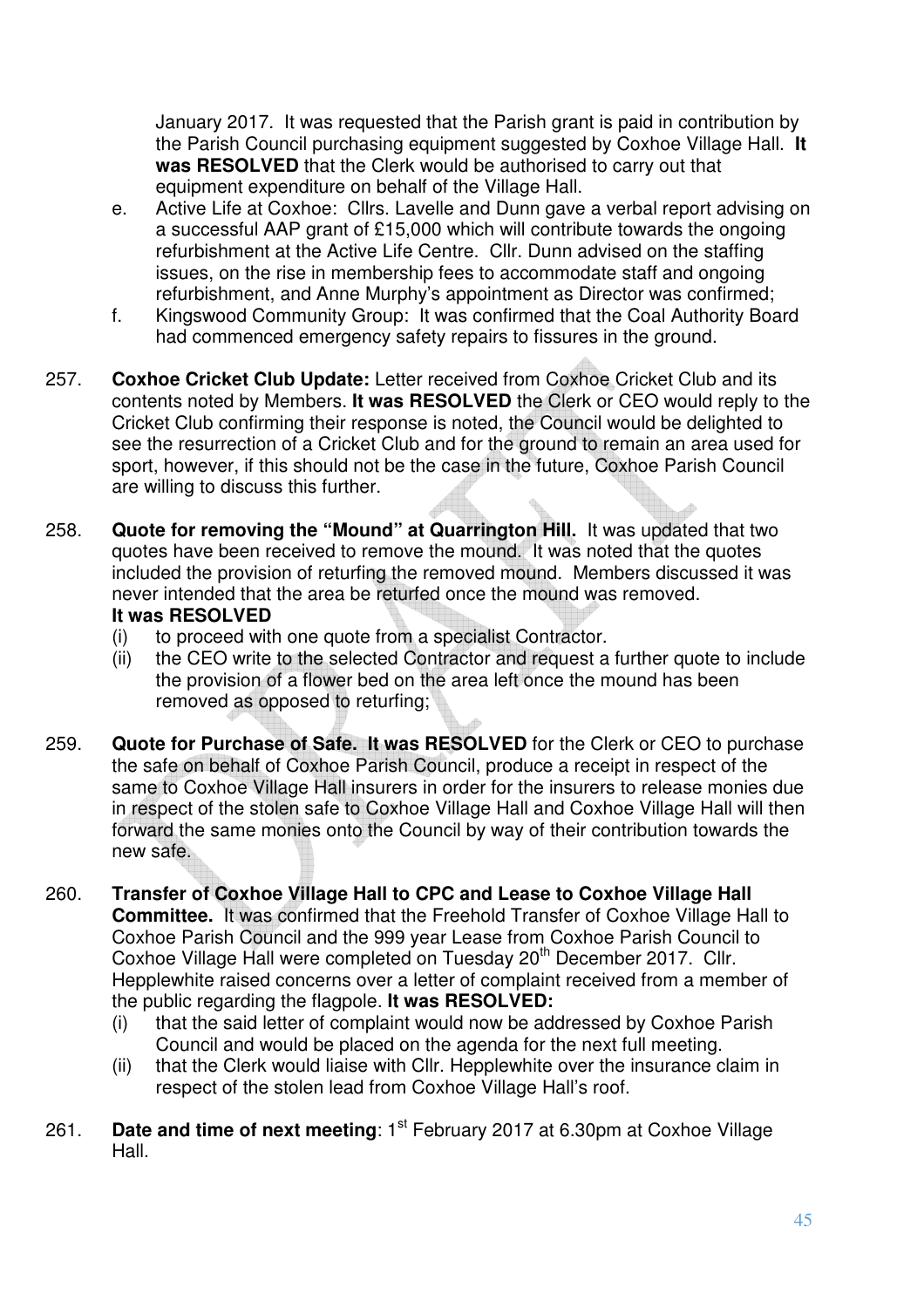January 2017. It was requested that the Parish grant is paid in contribution by the Parish Council purchasing equipment suggested by Coxhoe Village Hall. **It was RESOLVED** that the Clerk would be authorised to carry out that equipment expenditure on behalf of the Village Hall.

e. Active Life at Coxhoe: Cllrs. Lavelle and Dunn gave a verbal report advising on a successful AAP grant of £15,000 which will contribute towards the ongoing refurbishment at the Active Life Centre. Cllr. Dunn advised on the staffing issues, on the rise in membership fees to accommodate staff and ongoing refurbishment, and Anne Murphy's appointment as Director was confirmed;

f. Kingswood Community Group: It was confirmed that the Coal Authority Board had commenced emergency safety repairs to fissures in the ground.

257. **Coxhoe Cricket Club Update:** Letter received from Coxhoe Cricket Club and its contents noted by Members. **It was RESOLVED** the Clerk or CEO would reply to the Cricket Club confirming their response is noted, the Council would be delighted to see the resurrection of a Cricket Club and for the ground to remain an area used for sport, however, if this should not be the case in the future, Coxhoe Parish Council are willing to discuss this further.

258. **Quote for removing the "Mound" at Quarrington Hill.** It was updated that two quotes have been received to remove the mound. It was noted that the quotes included the provision of returfing the removed mound. Members discussed it was never intended that the area be returfed once the mound was removed.
**It was RESOLVED**
(i) to proceed with one quote from a specialist Contractor.
(ii) the CEO write to the selected Contractor and request a further quote to include the provision of a flower bed on the area left once the mound has been removed as opposed to returfing;

259. **Quote for Purchase of Safe. It was RESOLVED** for the Clerk or CEO to purchase the safe on behalf of Coxhoe Parish Council, produce a receipt in respect of the same to Coxhoe Village Hall insurers in order for the insurers to release monies due in respect of the stolen safe to Coxhoe Village Hall and Coxhoe Village Hall will then forward the same monies onto the Council by way of their contribution towards the new safe.

260. **Transfer of Coxhoe Village Hall to CPC and Lease to Coxhoe Village Hall Committee.** It was confirmed that the Freehold Transfer of Coxhoe Village Hall to Coxhoe Parish Council and the 999 year Lease from Coxhoe Parish Council to Coxhoe Village Hall were completed on Tuesday 20th December 2017. Cllr. Hepplewhite raised concerns over a letter of complaint received from a member of the public regarding the flagpole. **It was RESOLVED:**
(i) that the said letter of complaint would now be addressed by Coxhoe Parish Council and would be placed on the agenda for the next full meeting.
(ii) that the Clerk would liaise with Cllr. Hepplewhite over the insurance claim in respect of the stolen lead from Coxhoe Village Hall's roof.

261. **Date and time of next meeting**: 1st February 2017 at 6.30pm at Coxhoe Village Hall.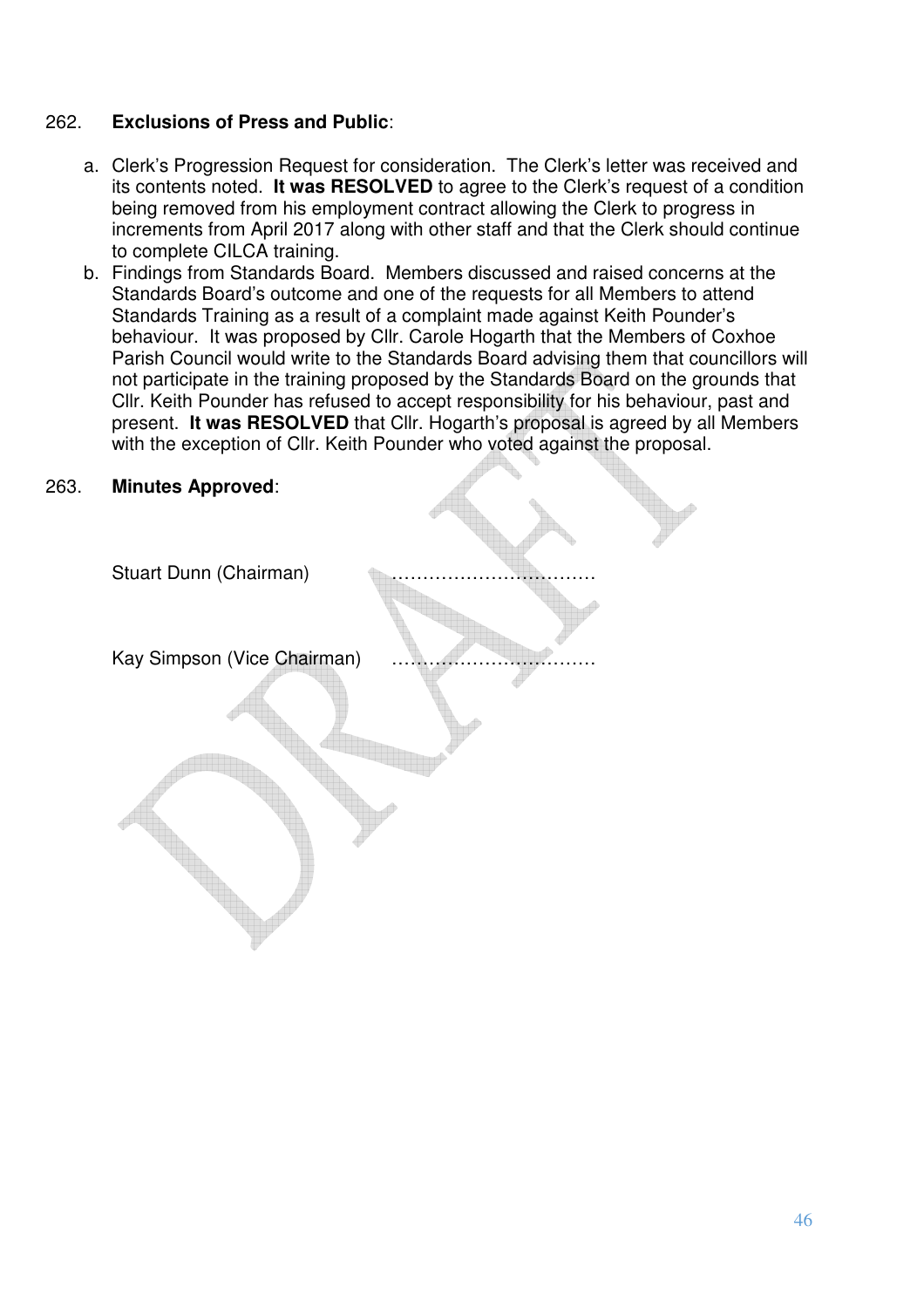262. **Exclusions of Press and Public**:

a. Clerk's Progression Request for consideration. The Clerk's letter was received and its contents noted. **It was RESOLVED** to agree to the Clerk's request of a condition being removed from his employment contract allowing the Clerk to progress in increments from April 2017 along with other staff and that the Clerk should continue to complete CILCA training.

b. Findings from Standards Board. Members discussed and raised concerns at the Standards Board's outcome and one of the requests for all Members to attend Standards Training as a result of a complaint made against Keith Pounder's behaviour. It was proposed by Cllr. Carole Hogarth that the Members of Coxhoe Parish Council would write to the Standards Board advising them that councillors will not participate in the training proposed by the Standards Board on the grounds that Cllr. Keith Pounder has refused to accept responsibility for his behaviour, past and present. **It was RESOLVED** that Cllr. Hogarth's proposal is agreed by all Members with the exception of Cllr. Keith Pounder who voted against the proposal.

263. **Minutes Approved**:

Stuart Dunn (Chairman) ……………………………

Kay Simpson (Vice Chairman) ……………………………